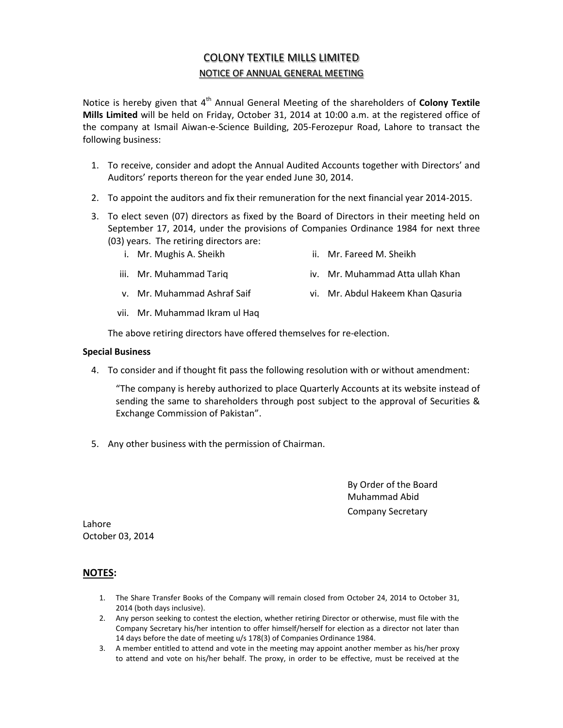# COLONY TEXTILE MILLS LIMITED

## NOTICE OF ANNUAL GENERAL MEETING

Notice is hereby given that 4th Annual General Meeting of the shareholders of **Colony Textile Mills Limited** will be held on Friday, October 31, 2014 at 10:00 a.m. at the registered office of the company at Ismail Aiwan-e-Science Building, 205-Ferozepur Road, Lahore to transact the following business:

1. To receive, consider and adopt the Annual Audited Accounts together with Directors' and Auditors' reports thereon for the year ended June 30, 2014.
2. To appoint the auditors and fix their remuneration for the next financial year 2014-2015.
3. To elect seven (07) directors as fixed by the Board of Directors in their meeting held on September 17, 2014, under the provisions of Companies Ordinance 1984 for next three (03) years. The retiring directors are:
   - i. Mr. Mughis A. Sheikh
   - ii. Mr. Fareed M. Sheikh
   - iii. Mr. Muhammad Tariq
   - iv. Mr. Muhammad Atta ullah Khan
   - v. Mr. Muhammad Ashraf Saif
   - vi. Mr. Abdul Hakeem Khan Qasuria
   - vii. Mr. Muhammad Ikram ul Haq

   The above retiring directors have offered themselves for re-election.

**Special Business**

4. To consider and if thought fit pass the following resolution with or without amendment:

   "The company is hereby authorized to place Quarterly Accounts at its website instead of sending the same to shareholders through post subject to the approval of Securities & Exchange Commission of Pakistan".

5. Any other business with the permission of Chairman.

By Order of the Board
Muhammad Abid
Company Secretary

Lahore
October 03, 2014

## NOTES:

1. The Share Transfer Books of the Company will remain closed from October 24, 2014 to October 31, 2014 (both days inclusive).
2. Any person seeking to contest the election, whether retiring Director or otherwise, must file with the Company Secretary his/her intention to offer himself/herself for election as a director not later than 14 days before the date of meeting u/s 178(3) of Companies Ordinance 1984.
3. A member entitled to attend and vote in the meeting may appoint another member as his/her proxy to attend and vote on his/her behalf. The proxy, in order to be effective, must be received at the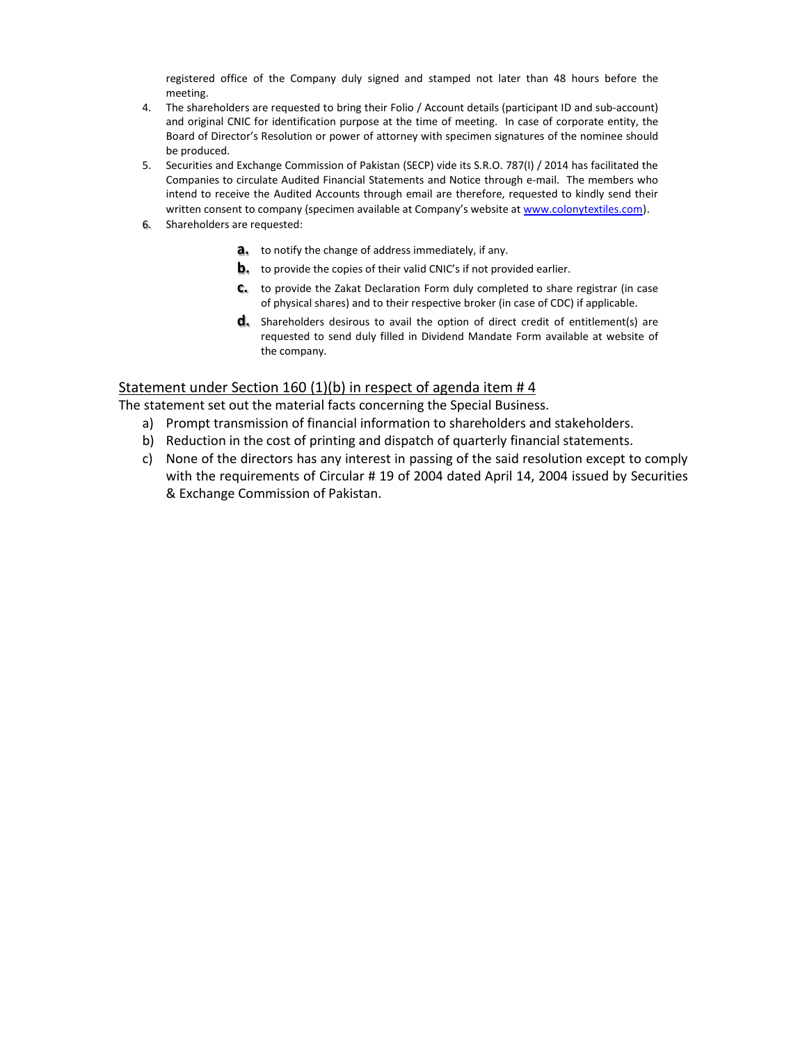registered office of the Company duly signed and stamped not later than 48 hours before the meeting.

4. The shareholders are requested to bring their Folio / Account details (participant ID and sub-account) and original CNIC for identification purpose at the time of meeting. In case of corporate entity, the Board of Director's Resolution or power of attorney with specimen signatures of the nominee should be produced.
5. Securities and Exchange Commission of Pakistan (SECP) vide its S.R.O. 787(I) / 2014 has facilitated the Companies to circulate Audited Financial Statements and Notice through e-mail. The members who intend to receive the Audited Accounts through email are therefore, requested to kindly send their written consent to company (specimen available at Company's website at [www.colonytextiles.com](http://www.colonytextiles.com)).
6. Shareholders are requested:

   a. to notify the change of address immediately, if any.

   b. to provide the copies of their valid CNIC's if not provided earlier.

   c. to provide the Zakat Declaration Form duly completed to share registrar (in case of physical shares) and to their respective broker (in case of CDC) if applicable.

   d. Shareholders desirous to avail the option of direct credit of entitlement(s) are requested to send duly filled in Dividend Mandate Form available at website of the company.

## Statement under Section 160 (1)(b) in respect of agenda item # 4

The statement set out the material facts concerning the Special Business.

a) Prompt transmission of financial information to shareholders and stakeholders.

b) Reduction in the cost of printing and dispatch of quarterly financial statements.

c) None of the directors has any interest in passing of the said resolution except to comply with the requirements of Circular # 19 of 2004 dated April 14, 2004 issued by Securities & Exchange Commission of Pakistan.